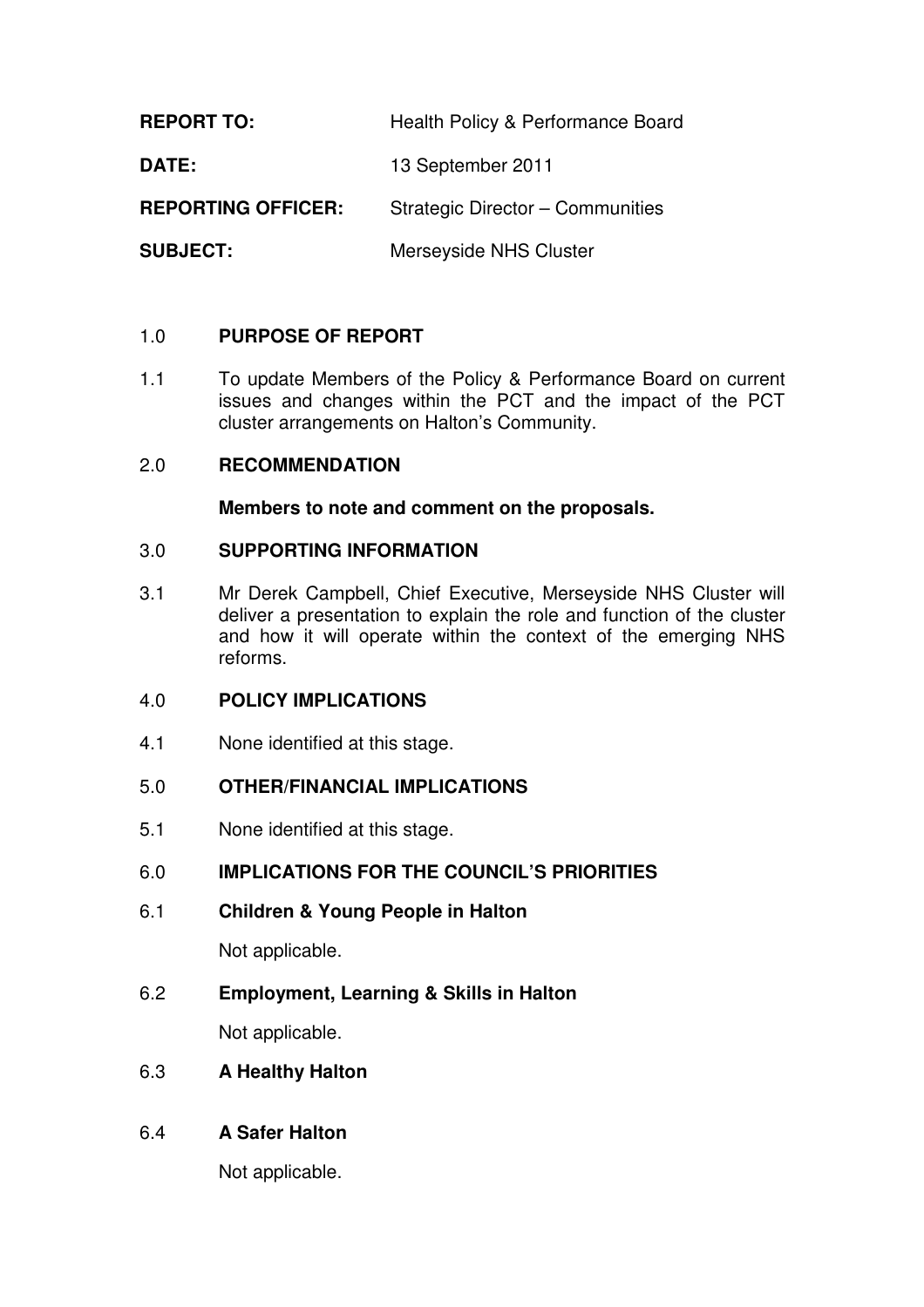**REPORT TO:** Health Policy & Performance Board

**DATE:** 13 September 2011

**REPORTING OFFICER:** Strategic Director – Communities

**SUBJECT:** Merseyside NHS Cluster

## 1.0 PURPOSE OF REPORT

1.1 To update Members of the Policy & Performance Board on current issues and changes within the PCT and the impact of the PCT cluster arrangements on Halton's Community.

## 2.0 RECOMMENDATION

**Members to note and comment on the proposals.**

## 3.0 SUPPORTING INFORMATION

3.1 Mr Derek Campbell, Chief Executive, Merseyside NHS Cluster will deliver a presentation to explain the role and function of the cluster and how it will operate within the context of the emerging NHS reforms.

## 4.0 POLICY IMPLICATIONS

4.1 None identified at this stage.

## 5.0 OTHER/FINANCIAL IMPLICATIONS

5.1 None identified at this stage.

## 6.0 IMPLICATIONS FOR THE COUNCIL'S PRIORITIES

### 6.1 Children & Young People in Halton

Not applicable.

### 6.2 Employment, Learning & Skills in Halton

Not applicable.

### 6.3 A Healthy Halton

### 6.4 A Safer Halton

Not applicable.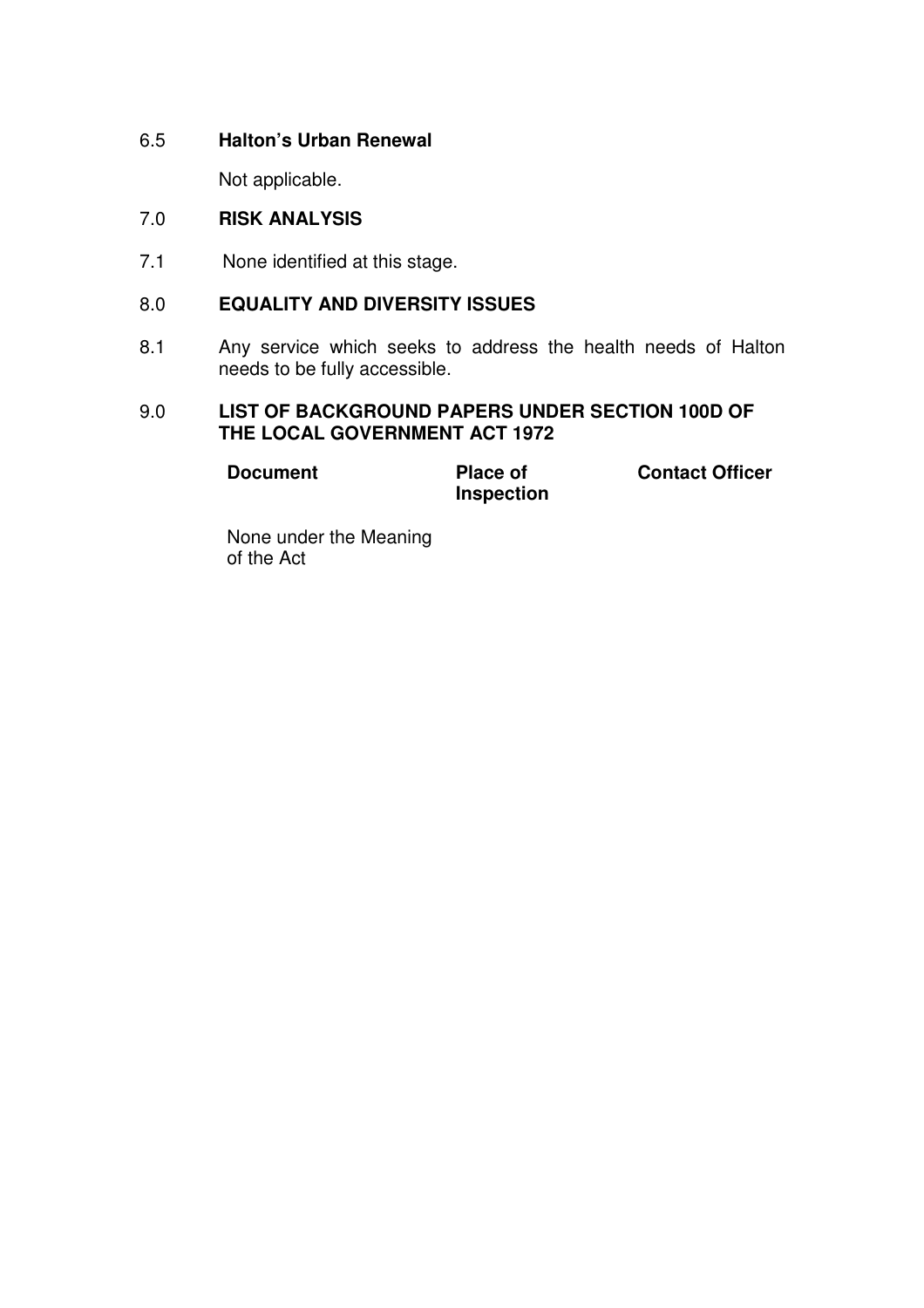6.5 **Halton's Urban Renewal**

Not applicable.

7.0 **RISK ANALYSIS**

7.1 None identified at this stage.

8.0 **EQUALITY AND DIVERSITY ISSUES**

8.1 Any service which seeks to address the health needs of Halton needs to be fully accessible.

9.0 **LIST OF BACKGROUND PAPERS UNDER SECTION 100D OF THE LOCAL GOVERNMENT ACT 1972**

| Document | Place of Inspection | Contact Officer |
| --- | --- | --- |
| None under the Meaning of the Act | | |